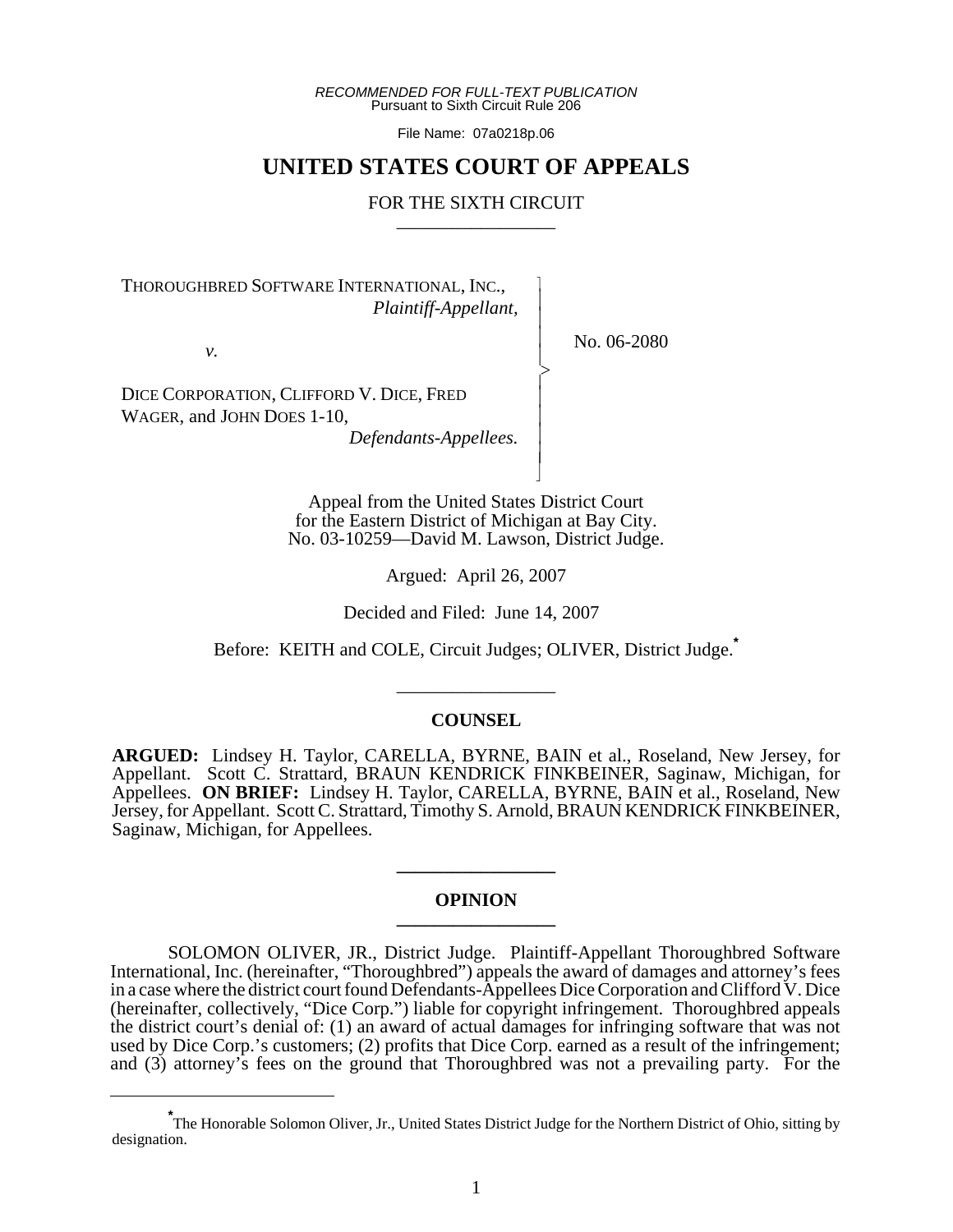*RECOMMENDED FOR FULL-TEXT PUBLICATION*
Pursuant to Sixth Circuit Rule 206

File Name: 07a0218p.06

# UNITED STATES COURT OF APPEALS

## FOR THE SIXTH CIRCUIT

---

THOROUGHBRED SOFTWARE INTERNATIONAL, INC.,
*Plaintiff-Appellant,*

*v.*

DICE CORPORATION, CLIFFORD V. DICE, FRED WAGER, and JOHN DOES 1-10,
*Defendants-Appellees.*

No. 06-2080

Appeal from the United States District Court
for the Eastern District of Michigan at Bay City.
No. 03-10259—David M. Lawson, District Judge.

Argued: April 26, 2007

Decided and Filed: June 14, 2007

Before: KEITH and COLE, Circuit Judges; OLIVER, District Judge.*

---

### COUNSEL

**ARGUED:** Lindsey H. Taylor, CARELLA, BYRNE, BAIN et al., Roseland, New Jersey, for Appellant. Scott C. Strattard, BRAUN KENDRICK FINKBEINER, Saginaw, Michigan, for Appellees. **ON BRIEF:** Lindsey H. Taylor, CARELLA, BYRNE, BAIN et al., Roseland, New Jersey, for Appellant. Scott C. Strattard, Timothy S. Arnold, BRAUN KENDRICK FINKBEINER, Saginaw, Michigan, for Appellees.

---

### OPINION

---

SOLOMON OLIVER, JR., District Judge. Plaintiff-Appellant Thoroughbred Software International, Inc. (hereinafter, "Thoroughbred") appeals the award of damages and attorney's fees in a case where the district court found Defendants-Appellees Dice Corporation and Clifford V. Dice (hereinafter, collectively, "Dice Corp.") liable for copyright infringement. Thoroughbred appeals the district court's denial of: (1) an award of actual damages for infringing software that was not used by Dice Corp.'s customers; (2) profits that Dice Corp. earned as a result of the infringement; and (3) attorney's fees on the ground that Thoroughbred was not a prevailing party. For the

---

*The Honorable Solomon Oliver, Jr., United States District Judge for the Northern District of Ohio, sitting by designation.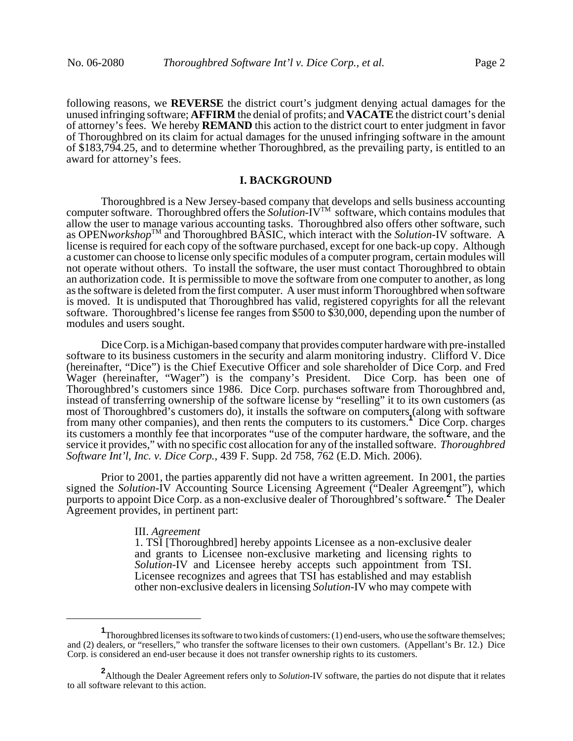following reasons, we **REVERSE** the district court's judgment denying actual damages for the unused infringing software; **AFFIRM** the denial of profits; and **VACATE** the district court's denial of attorney's fees. We hereby **REMAND** this action to the district court to enter judgment in favor of Thoroughbred on its claim for actual damages for the unused infringing software in the amount of $183,794.25, and to determine whether Thoroughbred, as the prevailing party, is entitled to an award for attorney's fees.

## I. BACKGROUND

Thoroughbred is a New Jersey-based company that develops and sells business accounting computer software. Thoroughbred offers the *Solution*-IV™ software, which contains modules that allow the user to manage various accounting tasks. Thoroughbred also offers other software, such as OPEN*workshop*™ and Thoroughbred BASIC, which interact with the *Solution*-IV software. A license is required for each copy of the software purchased, except for one back-up copy. Although a customer can choose to license only specific modules of a computer program, certain modules will not operate without others. To install the software, the user must contact Thoroughbred to obtain an authorization code. It is permissible to move the software from one computer to another, as long as the software is deleted from the first computer. A user must inform Thoroughbred when software is moved. It is undisputed that Thoroughbred has valid, registered copyrights for all the relevant software. Thoroughbred's license fee ranges from $500 to $30,000, depending upon the number of modules and users sought.

Dice Corp. is a Michigan-based company that provides computer hardware with pre-installed software to its business customers in the security and alarm monitoring industry. Clifford V. Dice (hereinafter, "Dice") is the Chief Executive Officer and sole shareholder of Dice Corp. and Fred Wager (hereinafter, "Wager") is the company's President. Dice Corp. has been one of Thoroughbred's customers since 1986. Dice Corp. purchases software from Thoroughbred and, instead of transferring ownership of the software license by "reselling" it to its own customers (as most of Thoroughbred's customers do), it installs the software on computers (along with software from many other companies), and then rents the computers to its customers.[1] Dice Corp. charges its customers a monthly fee that incorporates "use of the computer hardware, the software, and the service it provides," with no specific cost allocation for any of the installed software. *Thoroughbred Software Int'l, Inc. v. Dice Corp.*, 439 F. Supp. 2d 758, 762 (E.D. Mich. 2006).

Prior to 2001, the parties apparently did not have a written agreement. In 2001, the parties signed the *Solution*-IV Accounting Source Licensing Agreement ("Dealer Agreement"), which purports to appoint Dice Corp. as a non-exclusive dealer of Thoroughbred's software.[2] The Dealer Agreement provides, in pertinent part:

> III. *Agreement*
> 1. TSI [Thoroughbred] hereby appoints Licensee as a non-exclusive dealer and grants to Licensee non-exclusive marketing and licensing rights to *Solution*-IV and Licensee hereby accepts such appointment from TSI. Licensee recognizes and agrees that TSI has established and may establish other non-exclusive dealers in licensing *Solution*-IV who may compete with

---

[1] Thoroughbred licenses its software to two kinds of customers: (1) end-users, who use the software themselves; and (2) dealers, or "resellers," who transfer the software licenses to their own customers. (Appellant's Br. 12.) Dice Corp. is considered an end-user because it does not transfer ownership rights to its customers.

[2] Although the Dealer Agreement refers only to *Solution*-IV software, the parties do not dispute that it relates to all software relevant to this action.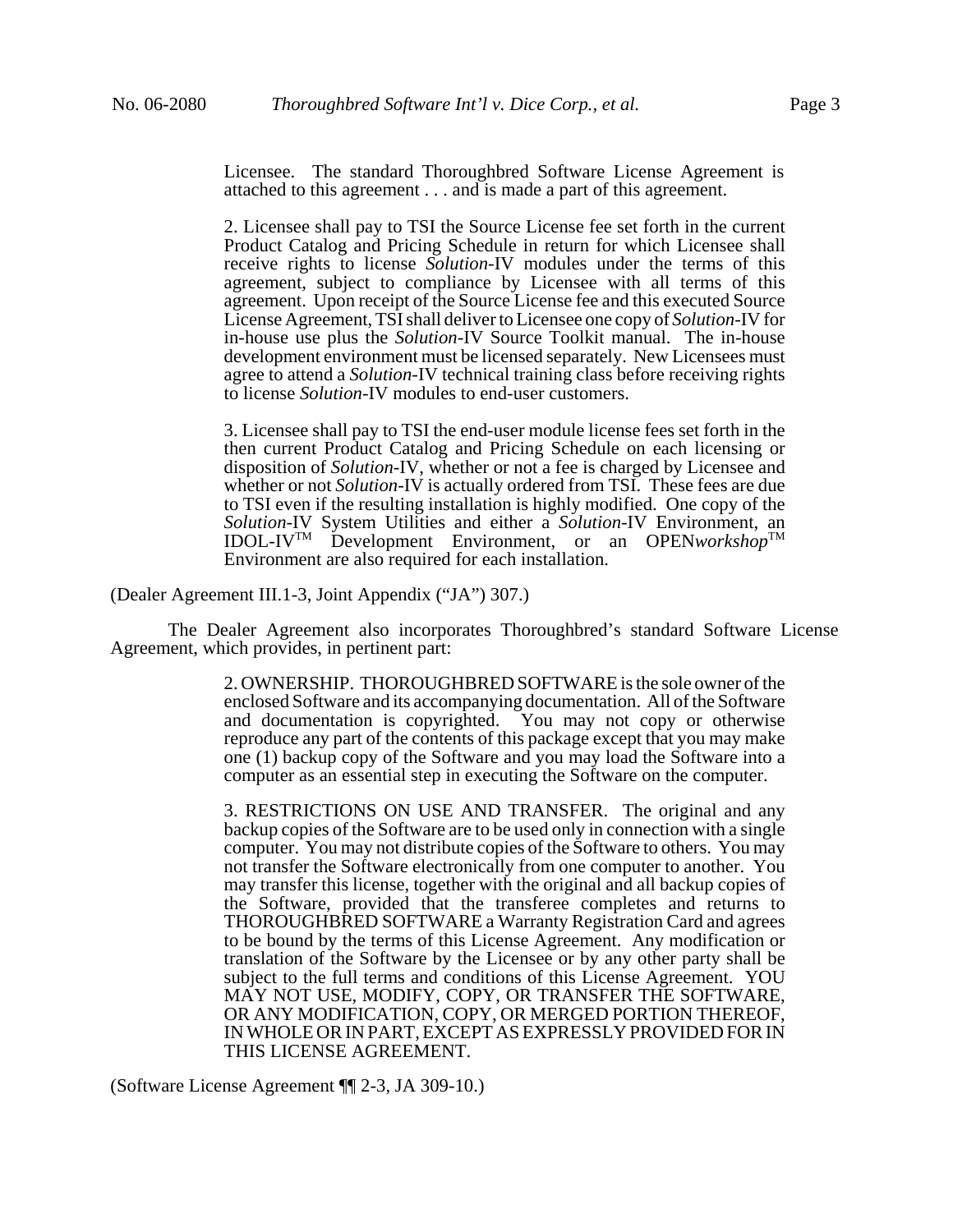> Licensee. The standard Thoroughbred Software License Agreement is attached to this agreement . . . and is made a part of this agreement.
>
> 2. Licensee shall pay to TSI the Source License fee set forth in the current Product Catalog and Pricing Schedule in return for which Licensee shall receive rights to license *Solution*-IV modules under the terms of this agreement, subject to compliance by Licensee with all terms of this agreement. Upon receipt of the Source License fee and this executed Source License Agreement, TSI shall deliver to Licensee one copy of *Solution*-IV for in-house use plus the *Solution*-IV Source Toolkit manual. The in-house development environment must be licensed separately. New Licensees must agree to attend a *Solution*-IV technical training class before receiving rights to license *Solution*-IV modules to end-user customers.
>
> 3. Licensee shall pay to TSI the end-user module license fees set forth in the then current Product Catalog and Pricing Schedule on each licensing or disposition of *Solution*-IV, whether or not a fee is charged by Licensee and whether or not *Solution*-IV is actually ordered from TSI. These fees are due to TSI even if the resulting installation is highly modified. One copy of the *Solution*-IV System Utilities and either a *Solution*-IV Environment, an IDOL-IV™ Development Environment, or an OPEN*workshop*™ Environment are also required for each installation.

(Dealer Agreement III.1-3, Joint Appendix ("JA") 307.)

The Dealer Agreement also incorporates Thoroughbred's standard Software License Agreement, which provides, in pertinent part:

> 2. OWNERSHIP. THOROUGHBRED SOFTWARE is the sole owner of the enclosed Software and its accompanying documentation. All of the Software and documentation is copyrighted. You may not copy or otherwise reproduce any part of the contents of this package except that you may make one (1) backup copy of the Software and you may load the Software into a computer as an essential step in executing the Software on the computer.
>
> 3. RESTRICTIONS ON USE AND TRANSFER. The original and any backup copies of the Software are to be used only in connection with a single computer. You may not distribute copies of the Software to others. You may not transfer the Software electronically from one computer to another. You may transfer this license, together with the original and all backup copies of the Software, provided that the transferee completes and returns to THOROUGHBRED SOFTWARE a Warranty Registration Card and agrees to be bound by the terms of this License Agreement. Any modification or translation of the Software by the Licensee or by any other party shall be subject to the full terms and conditions of this License Agreement. YOU MAY NOT USE, MODIFY, COPY, OR TRANSFER THE SOFTWARE, OR ANY MODIFICATION, COPY, OR MERGED PORTION THEREOF, IN WHOLE OR IN PART, EXCEPT AS EXPRESSLY PROVIDED FOR IN THIS LICENSE AGREEMENT.

(Software License Agreement ¶¶ 2-3, JA 309-10.)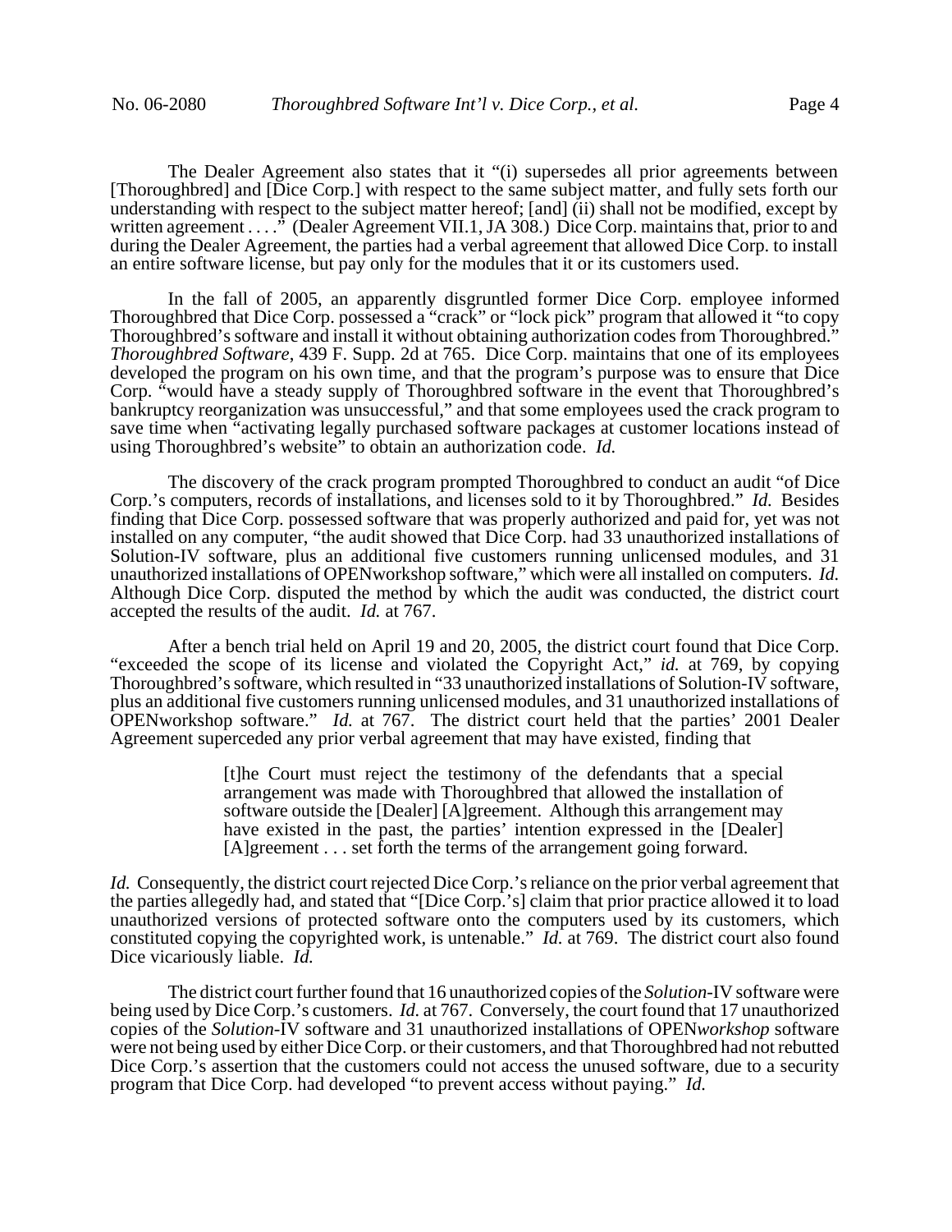The Dealer Agreement also states that it "(i) supersedes all prior agreements between [Thoroughbred] and [Dice Corp.] with respect to the same subject matter, and fully sets forth our understanding with respect to the subject matter hereof; [and] (ii) shall not be modified, except by written agreement . . . ." (Dealer Agreement VII.1, JA 308.) Dice Corp. maintains that, prior to and during the Dealer Agreement, the parties had a verbal agreement that allowed Dice Corp. to install an entire software license, but pay only for the modules that it or its customers used.

In the fall of 2005, an apparently disgruntled former Dice Corp. employee informed Thoroughbred that Dice Corp. possessed a "crack" or "lock pick" program that allowed it "to copy Thoroughbred's software and install it without obtaining authorization codes from Thoroughbred." *Thoroughbred Software*, 439 F. Supp. 2d at 765. Dice Corp. maintains that one of its employees developed the program on his own time, and that the program's purpose was to ensure that Dice Corp. "would have a steady supply of Thoroughbred software in the event that Thoroughbred's bankruptcy reorganization was unsuccessful," and that some employees used the crack program to save time when "activating legally purchased software packages at customer locations instead of using Thoroughbred's website" to obtain an authorization code. *Id.*

The discovery of the crack program prompted Thoroughbred to conduct an audit "of Dice Corp.'s computers, records of installations, and licenses sold to it by Thoroughbred." *Id.* Besides finding that Dice Corp. possessed software that was properly authorized and paid for, yet was not installed on any computer, "the audit showed that Dice Corp. had 33 unauthorized installations of Solution-IV software, plus an additional five customers running unlicensed modules, and 31 unauthorized installations of OPENworkshop software," which were all installed on computers. *Id.* Although Dice Corp. disputed the method by which the audit was conducted, the district court accepted the results of the audit. *Id.* at 767.

After a bench trial held on April 19 and 20, 2005, the district court found that Dice Corp. "exceeded the scope of its license and violated the Copyright Act," *id.* at 769, by copying Thoroughbred's software, which resulted in "33 unauthorized installations of Solution-IV software, plus an additional five customers running unlicensed modules, and 31 unauthorized installations of OPENworkshop software." *Id.* at 767. The district court held that the parties' 2001 Dealer Agreement superceded any prior verbal agreement that may have existed, finding that

> [t]he Court must reject the testimony of the defendants that a special arrangement was made with Thoroughbred that allowed the installation of software outside the [Dealer] [A]greement. Although this arrangement may have existed in the past, the parties' intention expressed in the [Dealer] [A]greement . . . set forth the terms of the arrangement going forward.

*Id.* Consequently, the district court rejected Dice Corp.'s reliance on the prior verbal agreement that the parties allegedly had, and stated that "[Dice Corp.'s] claim that prior practice allowed it to load unauthorized versions of protected software onto the computers used by its customers, which constituted copying the copyrighted work, is untenable." *Id.* at 769. The district court also found Dice vicariously liable. *Id.*

The district court further found that 16 unauthorized copies of the *Solution*-IV software were being used by Dice Corp.'s customers. *Id.* at 767. Conversely, the court found that 17 unauthorized copies of the *Solution*-IV software and 31 unauthorized installations of OPEN*workshop* software were not being used by either Dice Corp. or their customers, and that Thoroughbred had not rebutted Dice Corp.'s assertion that the customers could not access the unused software, due to a security program that Dice Corp. had developed "to prevent access without paying." *Id.*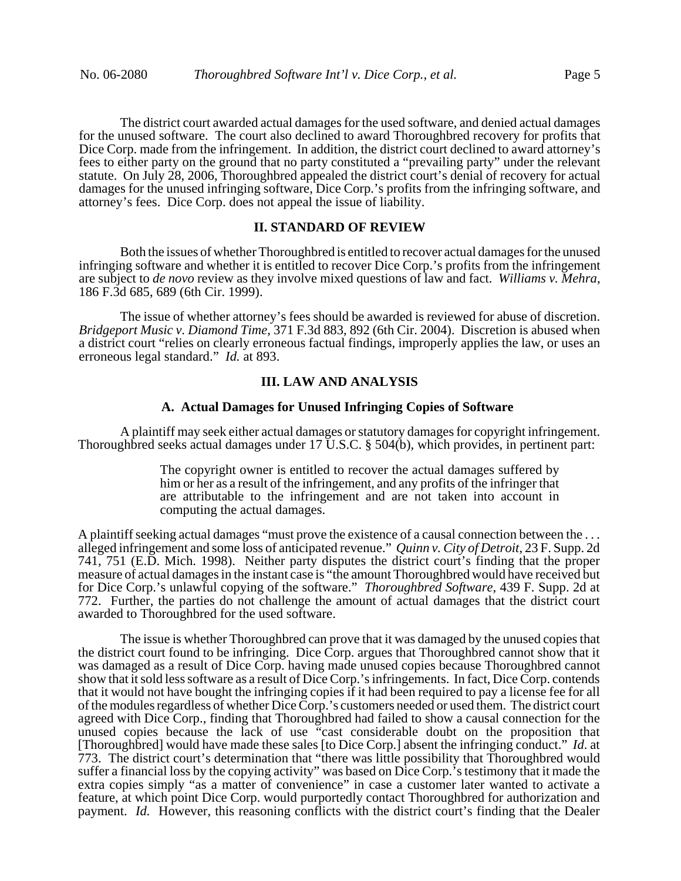The district court awarded actual damages for the used software, and denied actual damages for the unused software. The court also declined to award Thoroughbred recovery for profits that Dice Corp. made from the infringement. In addition, the district court declined to award attorney's fees to either party on the ground that no party constituted a "prevailing party" under the relevant statute. On July 28, 2006, Thoroughbred appealed the district court's denial of recovery for actual damages for the unused infringing software, Dice Corp.'s profits from the infringing software, and attorney's fees. Dice Corp. does not appeal the issue of liability.

## II. STANDARD OF REVIEW

Both the issues of whether Thoroughbred is entitled to recover actual damages for the unused infringing software and whether it is entitled to recover Dice Corp.'s profits from the infringement are subject to *de novo* review as they involve mixed questions of law and fact. *Williams v. Mehra*, 186 F.3d 685, 689 (6th Cir. 1999).

The issue of whether attorney's fees should be awarded is reviewed for abuse of discretion. *Bridgeport Music v. Diamond Time*, 371 F.3d 883, 892 (6th Cir. 2004). Discretion is abused when a district court "relies on clearly erroneous factual findings, improperly applies the law, or uses an erroneous legal standard." *Id.* at 893.

## III. LAW AND ANALYSIS

### A. Actual Damages for Unused Infringing Copies of Software

A plaintiff may seek either actual damages or statutory damages for copyright infringement. Thoroughbred seeks actual damages under 17 U.S.C. § 504(b), which provides, in pertinent part:

> The copyright owner is entitled to recover the actual damages suffered by him or her as a result of the infringement, and any profits of the infringer that are attributable to the infringement and are not taken into account in computing the actual damages.

A plaintiff seeking actual damages "must prove the existence of a causal connection between the . . . alleged infringement and some loss of anticipated revenue." *Quinn v. City of Detroit*, 23 F. Supp. 2d 741, 751 (E.D. Mich. 1998). Neither party disputes the district court's finding that the proper measure of actual damages in the instant case is "the amount Thoroughbred would have received but for Dice Corp.'s unlawful copying of the software." *Thoroughbred Software*, 439 F. Supp. 2d at 772. Further, the parties do not challenge the amount of actual damages that the district court awarded to Thoroughbred for the used software.

The issue is whether Thoroughbred can prove that it was damaged by the unused copies that the district court found to be infringing. Dice Corp. argues that Thoroughbred cannot show that it was damaged as a result of Dice Corp. having made unused copies because Thoroughbred cannot show that it sold less software as a result of Dice Corp.'s infringements. In fact, Dice Corp. contends that it would not have bought the infringing copies if it had been required to pay a license fee for all of the modules regardless of whether Dice Corp.'s customers needed or used them. The district court agreed with Dice Corp., finding that Thoroughbred had failed to show a causal connection for the unused copies because the lack of use "cast considerable doubt on the proposition that [Thoroughbred] would have made these sales [to Dice Corp.] absent the infringing conduct." *Id.* at 773. The district court's determination that "there was little possibility that Thoroughbred would suffer a financial loss by the copying activity" was based on Dice Corp.'s testimony that it made the extra copies simply "as a matter of convenience" in case a customer later wanted to activate a feature, at which point Dice Corp. would purportedly contact Thoroughbred for authorization and payment. *Id.* However, this reasoning conflicts with the district court's finding that the Dealer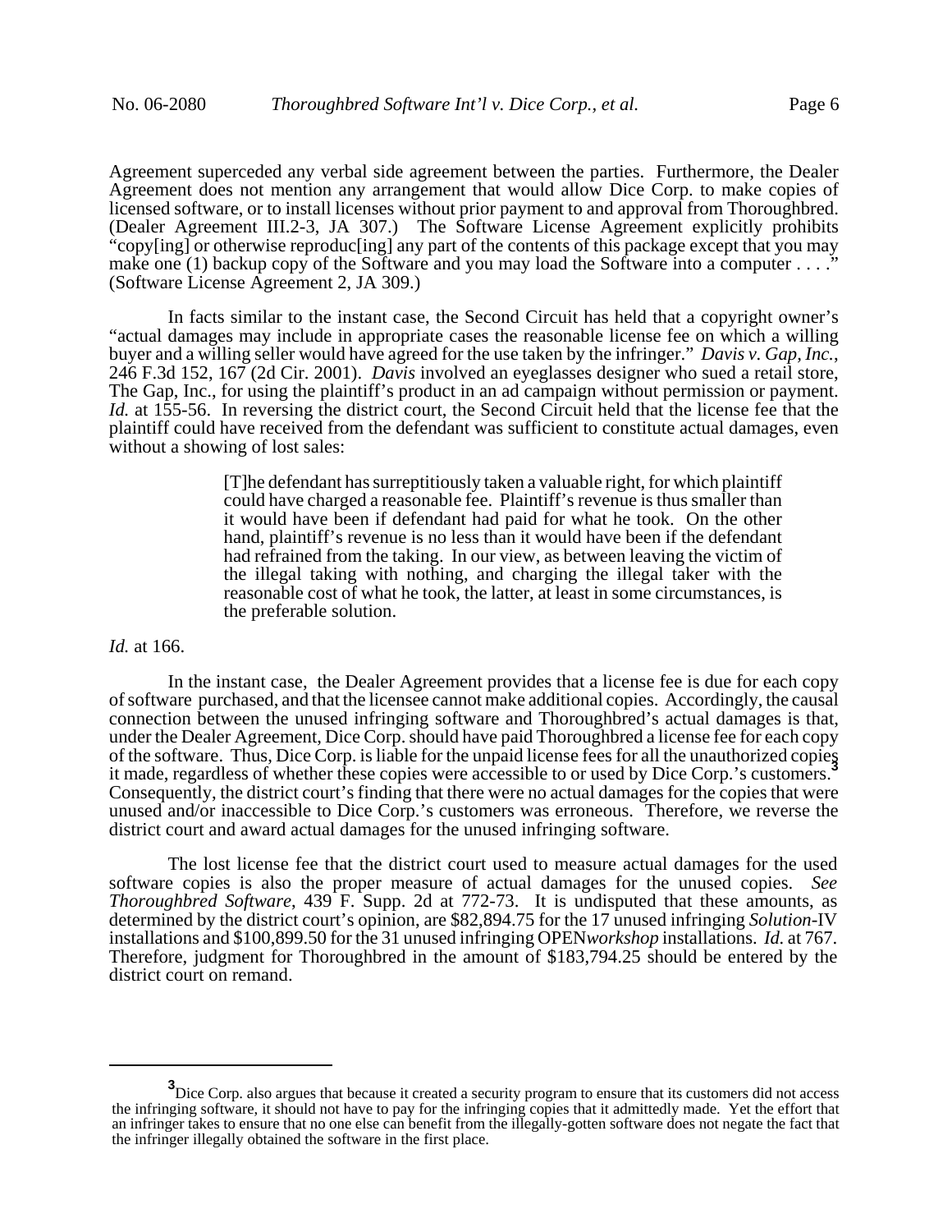Agreement superceded any verbal side agreement between the parties. Furthermore, the Dealer Agreement does not mention any arrangement that would allow Dice Corp. to make copies of licensed software, or to install licenses without prior payment to and approval from Thoroughbred. (Dealer Agreement III.2-3, JA 307.) The Software License Agreement explicitly prohibits "copy[ing] or otherwise reproduc[ing] any part of the contents of this package except that you may make one (1) backup copy of the Software and you may load the Software into a computer . . . ." (Software License Agreement 2, JA 309.)

In facts similar to the instant case, the Second Circuit has held that a copyright owner's "actual damages may include in appropriate cases the reasonable license fee on which a willing buyer and a willing seller would have agreed for the use taken by the infringer." *Davis v. Gap, Inc.*, 246 F.3d 152, 167 (2d Cir. 2001). *Davis* involved an eyeglasses designer who sued a retail store, The Gap, Inc., for using the plaintiff's product in an ad campaign without permission or payment. *Id.* at 155-56. In reversing the district court, the Second Circuit held that the license fee that the plaintiff could have received from the defendant was sufficient to constitute actual damages, even without a showing of lost sales:

> [T]he defendant has surreptitiously taken a valuable right, for which plaintiff could have charged a reasonable fee. Plaintiff's revenue is thus smaller than it would have been if defendant had paid for what he took. On the other hand, plaintiff's revenue is no less than it would have been if the defendant had refrained from the taking. In our view, as between leaving the victim of the illegal taking with nothing, and charging the illegal taker with the reasonable cost of what he took, the latter, at least in some circumstances, is the preferable solution.

*Id.* at 166.

In the instant case, the Dealer Agreement provides that a license fee is due for each copy of software purchased, and that the licensee cannot make additional copies. Accordingly, the causal connection between the unused infringing software and Thoroughbred's actual damages is that, under the Dealer Agreement, Dice Corp. should have paid Thoroughbred a license fee for each copy of the software. Thus, Dice Corp. is liable for the unpaid license fees for all the unauthorized copies it made, regardless of whether these copies were accessible to or used by Dice Corp.'s customers.[3] Consequently, the district court's finding that there were no actual damages for the copies that were unused and/or inaccessible to Dice Corp.'s customers was erroneous. Therefore, we reverse the district court and award actual damages for the unused infringing software.

The lost license fee that the district court used to measure actual damages for the used software copies is also the proper measure of actual damages for the unused copies. *See Thoroughbred Software*, 439 F. Supp. 2d at 772-73. It is undisputed that these amounts, as determined by the district court's opinion, are $82,894.75 for the 17 unused infringing *Solution*-IV installations and $100,899.50 for the 31 unused infringing OPEN*workshop* installations. *Id.* at 767. Therefore, judgment for Thoroughbred in the amount of $183,794.25 should be entered by the district court on remand.

---

[3] Dice Corp. also argues that because it created a security program to ensure that its customers did not access the infringing software, it should not have to pay for the infringing copies that it admittedly made. Yet the effort that an infringer takes to ensure that no one else can benefit from the illegally-gotten software does not negate the fact that the infringer illegally obtained the software in the first place.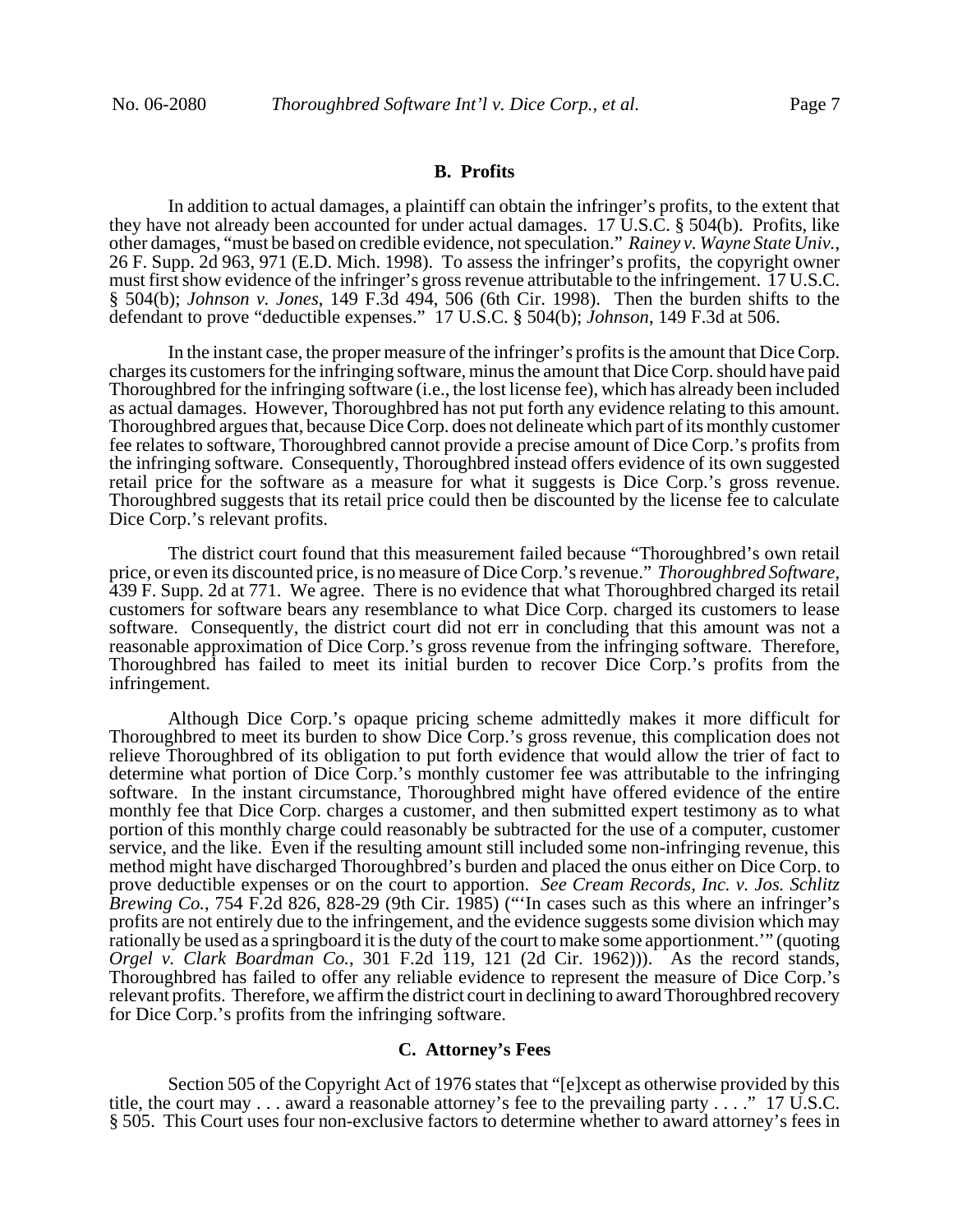### B. Profits

In addition to actual damages, a plaintiff can obtain the infringer's profits, to the extent that they have not already been accounted for under actual damages. 17 U.S.C. § 504(b). Profits, like other damages, "must be based on credible evidence, not speculation." *Rainey v. Wayne State Univ.*, 26 F. Supp. 2d 963, 971 (E.D. Mich. 1998). To assess the infringer's profits, the copyright owner must first show evidence of the infringer's gross revenue attributable to the infringement. 17 U.S.C. § 504(b); *Johnson v. Jones*, 149 F.3d 494, 506 (6th Cir. 1998). Then the burden shifts to the defendant to prove "deductible expenses." 17 U.S.C. § 504(b); *Johnson*, 149 F.3d at 506.

In the instant case, the proper measure of the infringer's profits is the amount that Dice Corp. charges its customers for the infringing software, minus the amount that Dice Corp. should have paid Thoroughbred for the infringing software (i.e., the lost license fee), which has already been included as actual damages. However, Thoroughbred has not put forth any evidence relating to this amount. Thoroughbred argues that, because Dice Corp. does not delineate which part of its monthly customer fee relates to software, Thoroughbred cannot provide a precise amount of Dice Corp.'s profits from the infringing software. Consequently, Thoroughbred instead offers evidence of its own suggested retail price for the software as a measure for what it suggests is Dice Corp.'s gross revenue. Thoroughbred suggests that its retail price could then be discounted by the license fee to calculate Dice Corp.'s relevant profits.

The district court found that this measurement failed because "Thoroughbred's own retail price, or even its discounted price, is no measure of Dice Corp.'s revenue." *Thoroughbred Software*, 439 F. Supp. 2d at 771. We agree. There is no evidence that what Thoroughbred charged its retail customers for software bears any resemblance to what Dice Corp. charged its customers to lease software. Consequently, the district court did not err in concluding that this amount was not a reasonable approximation of Dice Corp.'s gross revenue from the infringing software. Therefore, Thoroughbred has failed to meet its initial burden to recover Dice Corp.'s profits from the infringement.

Although Dice Corp.'s opaque pricing scheme admittedly makes it more difficult for Thoroughbred to meet its burden to show Dice Corp.'s gross revenue, this complication does not relieve Thoroughbred of its obligation to put forth evidence that would allow the trier of fact to determine what portion of Dice Corp.'s monthly customer fee was attributable to the infringing software. In the instant circumstance, Thoroughbred might have offered evidence of the entire monthly fee that Dice Corp. charges a customer, and then submitted expert testimony as to what portion of this monthly charge could reasonably be subtracted for the use of a computer, customer service, and the like. Even if the resulting amount still included some non-infringing revenue, this method might have discharged Thoroughbred's burden and placed the onus either on Dice Corp. to prove deductible expenses or on the court to apportion. *See Cream Records, Inc. v. Jos. Schlitz Brewing Co.*, 754 F.2d 826, 828-29 (9th Cir. 1985) ("'In cases such as this where an infringer's profits are not entirely due to the infringement, and the evidence suggests some division which may rationally be used as a springboard it is the duty of the court to make some apportionment.'" (quoting *Orgel v. Clark Boardman Co.*, 301 F.2d 119, 121 (2d Cir. 1962))). As the record stands, Thoroughbred has failed to offer any reliable evidence to represent the measure of Dice Corp.'s relevant profits. Therefore, we affirm the district court in declining to award Thoroughbred recovery for Dice Corp.'s profits from the infringing software.

### C. Attorney's Fees

Section 505 of the Copyright Act of 1976 states that "[e]xcept as otherwise provided by this title, the court may . . . award a reasonable attorney's fee to the prevailing party . . . ." 17 U.S.C. § 505. This Court uses four non-exclusive factors to determine whether to award attorney's fees in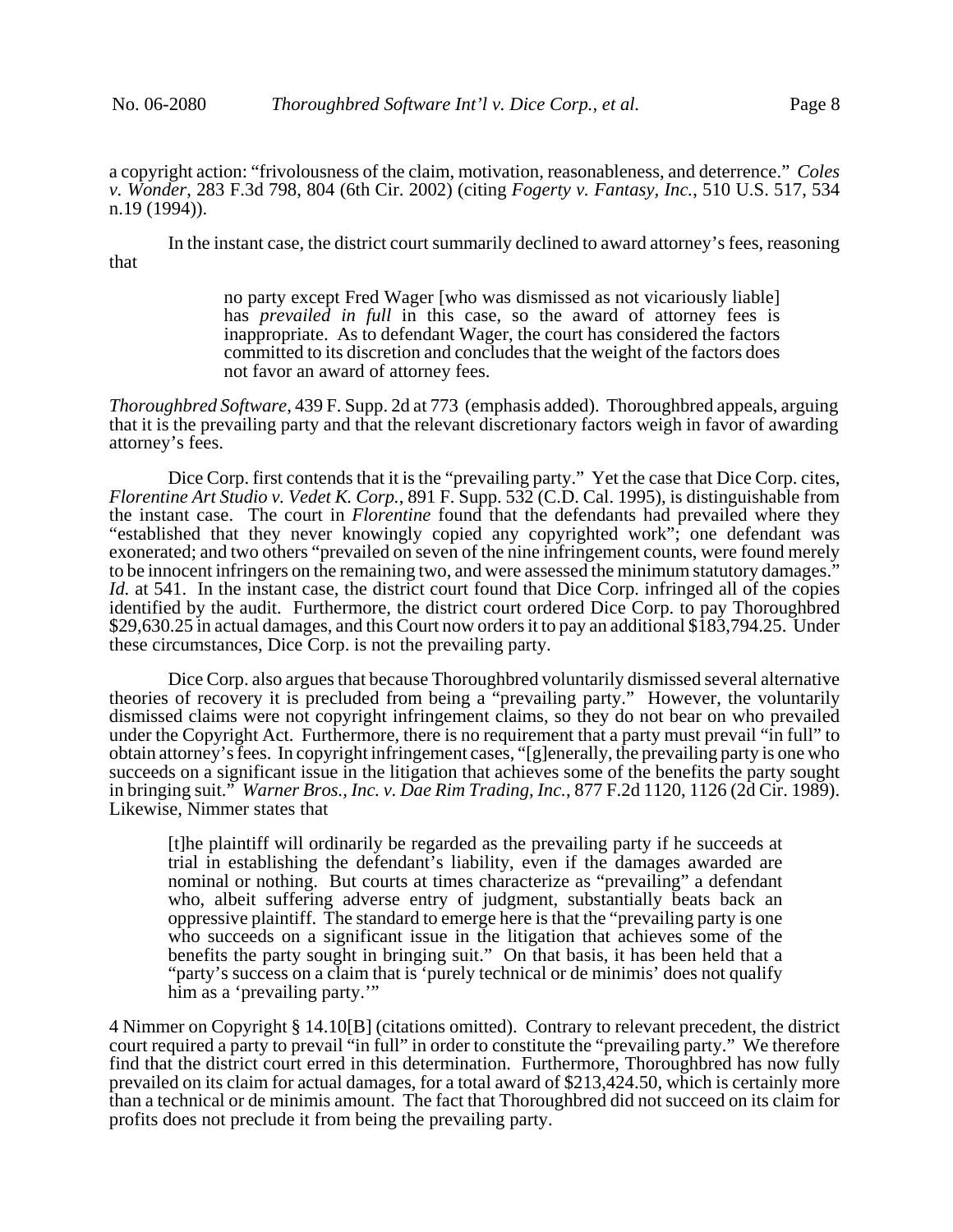a copyright action: "frivolousness of the claim, motivation, reasonableness, and deterrence." *Coles v. Wonder*, 283 F.3d 798, 804 (6th Cir. 2002) (citing *Fogerty v. Fantasy, Inc.*, 510 U.S. 517, 534 n.19 (1994)).

In the instant case, the district court summarily declined to award attorney's fees, reasoning that

> no party except Fred Wager [who was dismissed as not vicariously liable] has *prevailed in full* in this case, so the award of attorney fees is inappropriate. As to defendant Wager, the court has considered the factors committed to its discretion and concludes that the weight of the factors does not favor an award of attorney fees.

*Thoroughbred Software*, 439 F. Supp. 2d at 773 (emphasis added). Thoroughbred appeals, arguing that it is the prevailing party and that the relevant discretionary factors weigh in favor of awarding attorney's fees.

Dice Corp. first contends that it is the "prevailing party." Yet the case that Dice Corp. cites, *Florentine Art Studio v. Vedet K. Corp.*, 891 F. Supp. 532 (C.D. Cal. 1995), is distinguishable from the instant case. The court in *Florentine* found that the defendants had prevailed where they "established that they never knowingly copied any copyrighted work"; one defendant was exonerated; and two others "prevailed on seven of the nine infringement counts, were found merely to be innocent infringers on the remaining two, and were assessed the minimum statutory damages." *Id.* at 541. In the instant case, the district court found that Dice Corp. infringed all of the copies identified by the audit. Furthermore, the district court ordered Dice Corp. to pay Thoroughbred $29,630.25 in actual damages, and this Court now orders it to pay an additional $183,794.25. Under these circumstances, Dice Corp. is not the prevailing party.

Dice Corp. also argues that because Thoroughbred voluntarily dismissed several alternative theories of recovery it is precluded from being a "prevailing party." However, the voluntarily dismissed claims were not copyright infringement claims, so they do not bear on who prevailed under the Copyright Act. Furthermore, there is no requirement that a party must prevail "in full" to obtain attorney's fees. In copyright infringement cases, "[g]enerally, the prevailing party is one who succeeds on a significant issue in the litigation that achieves some of the benefits the party sought in bringing suit." *Warner Bros., Inc. v. Dae Rim Trading, Inc.*, 877 F.2d 1120, 1126 (2d Cir. 1989). Likewise, Nimmer states that

> [t]he plaintiff will ordinarily be regarded as the prevailing party if he succeeds at trial in establishing the defendant's liability, even if the damages awarded are nominal or nothing. But courts at times characterize as "prevailing" a defendant who, albeit suffering adverse entry of judgment, substantially beats back an oppressive plaintiff. The standard to emerge here is that the "prevailing party is one who succeeds on a significant issue in the litigation that achieves some of the benefits the party sought in bringing suit." On that basis, it has been held that a "party's success on a claim that is 'purely technical or de minimis' does not qualify him as a 'prevailing party.'"

4 Nimmer on Copyright § 14.10[B] (citations omitted). Contrary to relevant precedent, the district court required a party to prevail "in full" in order to constitute the "prevailing party." We therefore find that the district court erred in this determination. Furthermore, Thoroughbred has now fully prevailed on its claim for actual damages, for a total award of $213,424.50, which is certainly more than a technical or de minimis amount. The fact that Thoroughbred did not succeed on its claim for profits does not preclude it from being the prevailing party.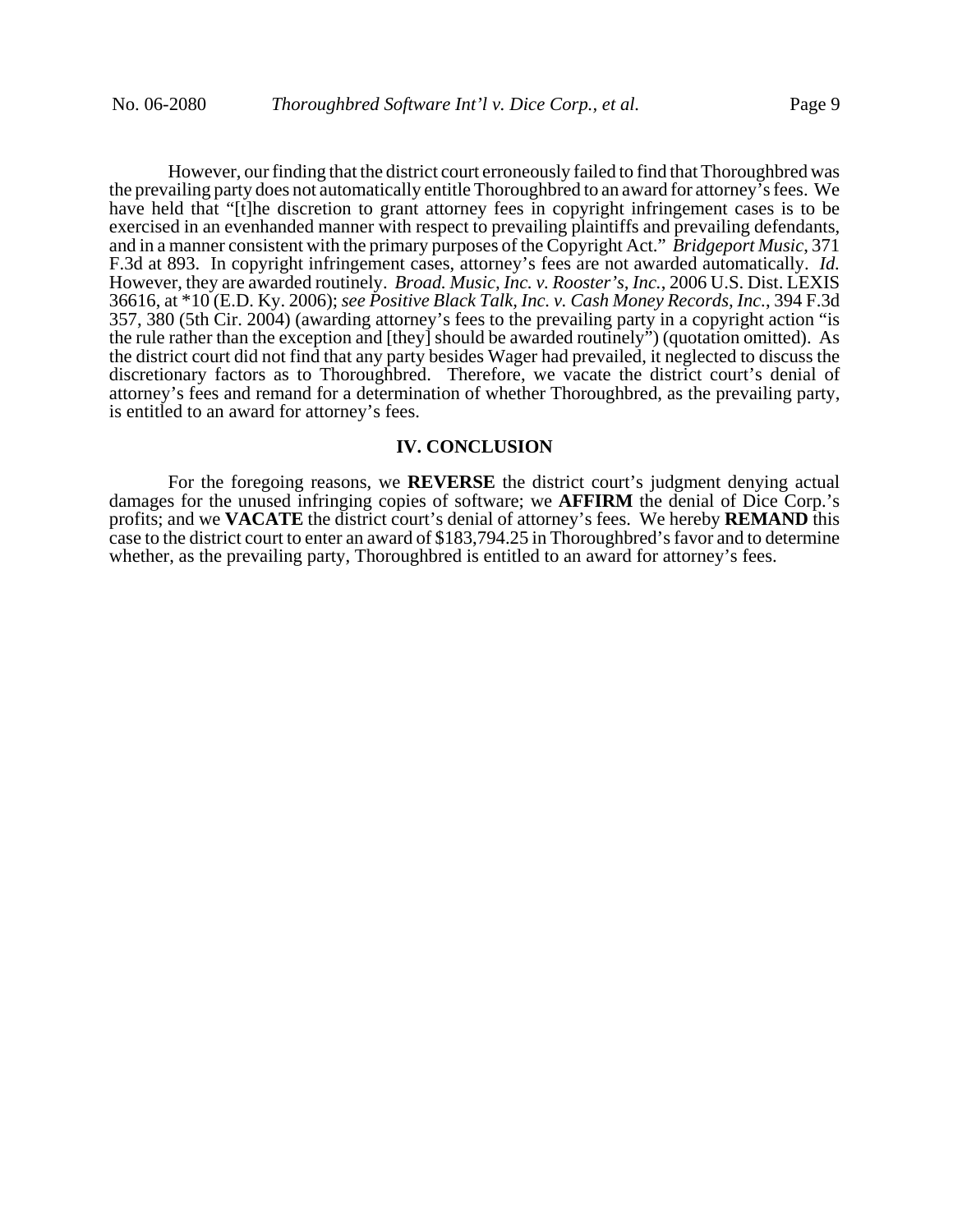However, our finding that the district court erroneously failed to find that Thoroughbred was the prevailing party does not automatically entitle Thoroughbred to an award for attorney's fees. We have held that "[t]he discretion to grant attorney fees in copyright infringement cases is to be exercised in an evenhanded manner with respect to prevailing plaintiffs and prevailing defendants, and in a manner consistent with the primary purposes of the Copyright Act." *Bridgeport Music*, 371 F.3d at 893. In copyright infringement cases, attorney's fees are not awarded automatically. *Id.* However, they are awarded routinely. *Broad. Music, Inc. v. Rooster's, Inc.*, 2006 U.S. Dist. LEXIS 36616, at *10 (E.D. Ky. 2006); *see Positive Black Talk, Inc. v. Cash Money Records, Inc.*, 394 F.3d 357, 380 (5th Cir. 2004) (awarding attorney's fees to the prevailing party in a copyright action "is the rule rather than the exception and [they] should be awarded routinely") (quotation omitted). As the district court did not find that any party besides Wager had prevailed, it neglected to discuss the discretionary factors as to Thoroughbred. Therefore, we vacate the district court's denial of attorney's fees and remand for a determination of whether Thoroughbred, as the prevailing party, is entitled to an award for attorney's fees.

## IV. CONCLUSION

For the foregoing reasons, we **REVERSE** the district court's judgment denying actual damages for the unused infringing copies of software; we **AFFIRM** the denial of Dice Corp.'s profits; and we **VACATE** the district court's denial of attorney's fees. We hereby **REMAND** this case to the district court to enter an award of $183,794.25 in Thoroughbred's favor and to determine whether, as the prevailing party, Thoroughbred is entitled to an award for attorney's fees.